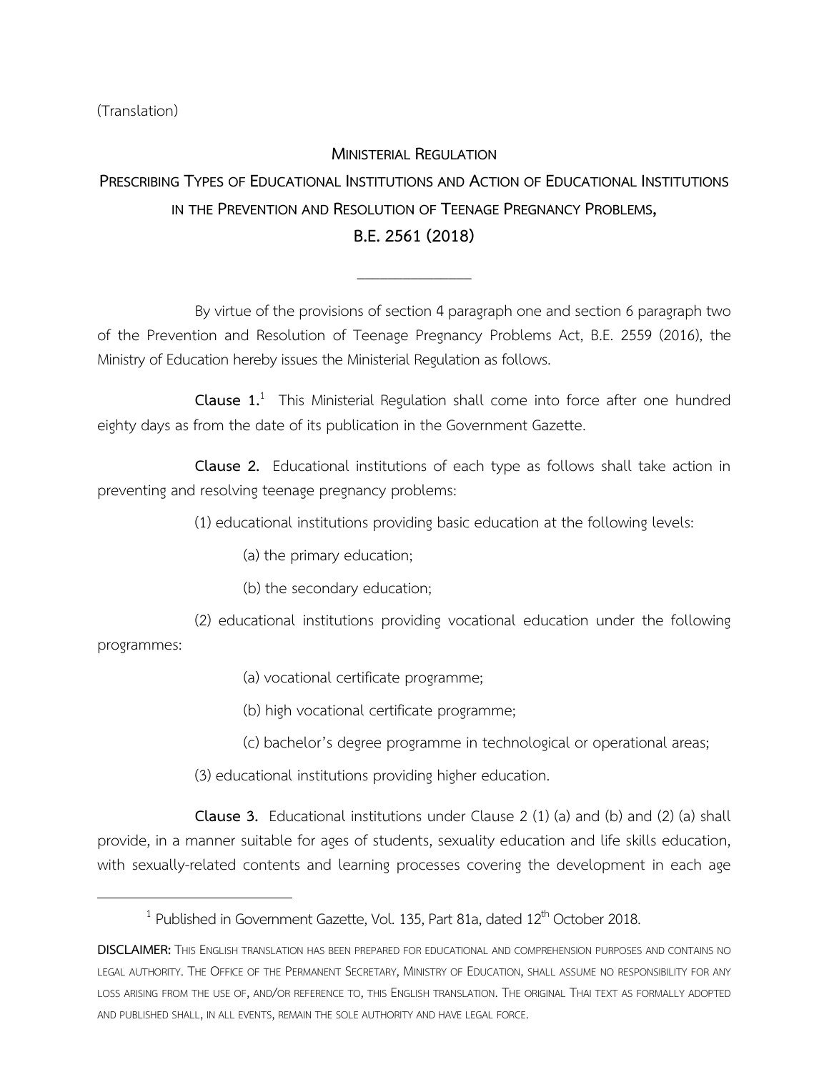(Translation)

# Ministerial Regulation

## Prescribing Types of Educational Institutions and Action of Educational Institutions in the Prevention and Resolution of Teenage Pregnancy Problems, B.E. 2561 (2018)

---

By virtue of the provisions of section 4 paragraph one and section 6 paragraph two of the Prevention and Resolution of Teenage Pregnancy Problems Act, B.E. 2559 (2016), the Ministry of Education hereby issues the Ministerial Regulation as follows.

**Clause 1.**[1] This Ministerial Regulation shall come into force after one hundred eighty days as from the date of its publication in the Government Gazette.

**Clause 2.** Educational institutions of each type as follows shall take action in preventing and resolving teenage pregnancy problems:

(1) educational institutions providing basic education at the following levels:

(a) the primary education;

(b) the secondary education;

(2) educational institutions providing vocational education under the following programmes:

(a) vocational certificate programme;

(b) high vocational certificate programme;

(c) bachelor's degree programme in technological or operational areas;

(3) educational institutions providing higher education.

**Clause 3.** Educational institutions under Clause 2 (1) (a) and (b) and (2) (a) shall provide, in a manner suitable for ages of students, sexuality education and life skills education, with sexually-related contents and learning processes covering the development in each age

---

[1] Published in Government Gazette, Vol. 135, Part 81a, dated 12th October 2018.

**DISCLAIMER:** This English translation has been prepared for educational and comprehension purposes and contains no legal authority. The Office of the Permanent Secretary, Ministry of Education, shall assume no responsibility for any loss arising from the use of, and/or reference to, this English translation. The original Thai text as formally adopted and published shall, in all events, remain the sole authority and have legal force.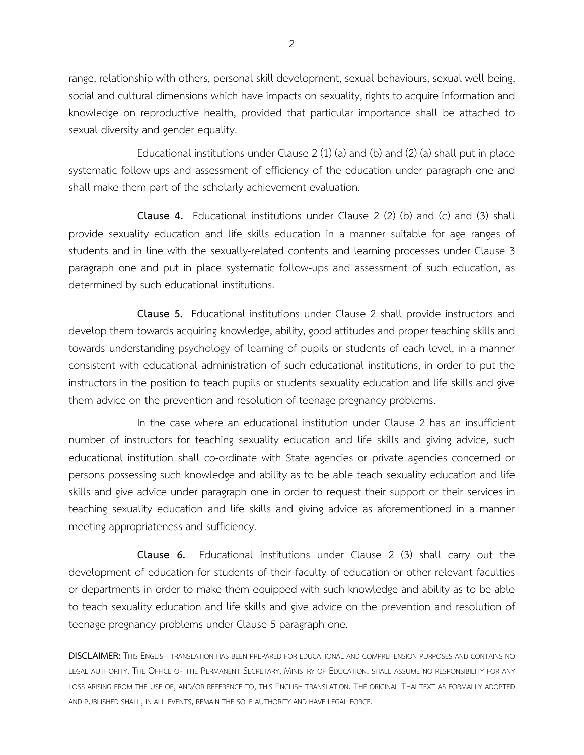range, relationship with others, personal skill development, sexual behaviours, sexual well-being, social and cultural dimensions which have impacts on sexuality, rights to acquire information and knowledge on reproductive health, provided that particular importance shall be attached to sexual diversity and gender equality.

Educational institutions under Clause 2 (1) (a) and (b) and (2) (a) shall put in place systematic follow-ups and assessment of efficiency of the education under paragraph one and shall make them part of the scholarly achievement evaluation.

**Clause 4.** Educational institutions under Clause 2 (2) (b) and (c) and (3) shall provide sexuality education and life skills education in a manner suitable for age ranges of students and in line with the sexually-related contents and learning processes under Clause 3 paragraph one and put in place systematic follow-ups and assessment of such education, as determined by such educational institutions.

**Clause 5.** Educational institutions under Clause 2 shall provide instructors and develop them towards acquiring knowledge, ability, good attitudes and proper teaching skills and towards understanding psychology of learning of pupils or students of each level, in a manner consistent with educational administration of such educational institutions, in order to put the instructors in the position to teach pupils or students sexuality education and life skills and give them advice on the prevention and resolution of teenage pregnancy problems.

In the case where an educational institution under Clause 2 has an insufficient number of instructors for teaching sexuality education and life skills and giving advice, such educational institution shall co-ordinate with State agencies or private agencies concerned or persons possessing such knowledge and ability as to be able teach sexuality education and life skills and give advice under paragraph one in order to request their support or their services in teaching sexuality education and life skills and giving advice as aforementioned in a manner meeting appropriateness and sufficiency.

**Clause 6.** Educational institutions under Clause 2 (3) shall carry out the development of education for students of their faculty of education or other relevant faculties or departments in order to make them equipped with such knowledge and ability as to be able to teach sexuality education and life skills and give advice on the prevention and resolution of teenage pregnancy problems under Clause 5 paragraph one.

**DISCLAIMER:** This English translation has been prepared for educational and comprehension purposes and contains no legal authority. The Office of the Permanent Secretary, Ministry of Education, shall assume no responsibility for any loss arising from the use of, and/or reference to, this English translation. The original Thai text as formally adopted and published shall, in all events, remain the sole authority and have legal force.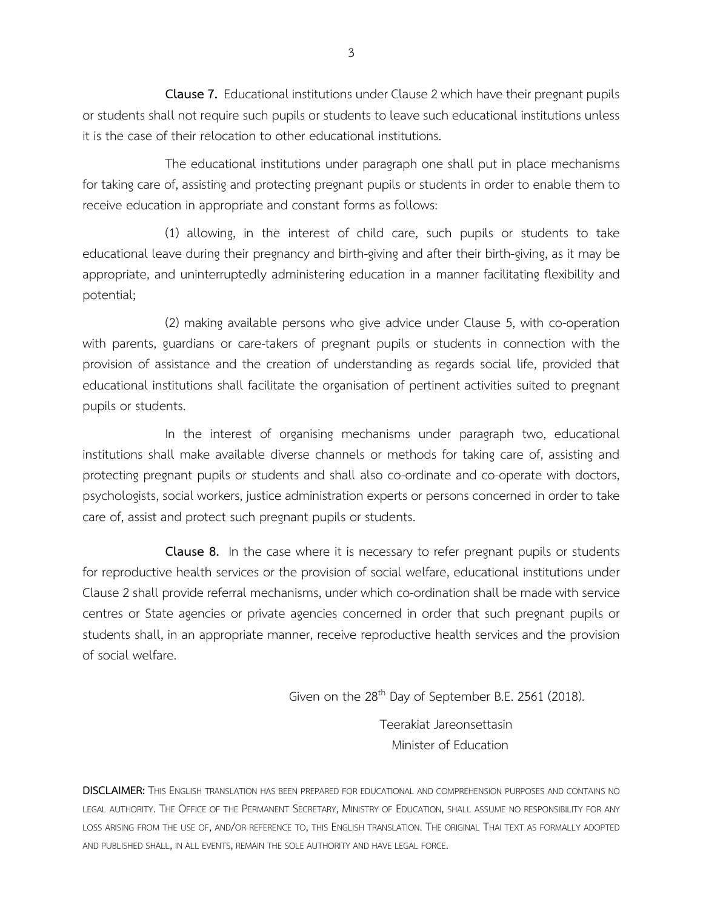**Clause 7.** Educational institutions under Clause 2 which have their pregnant pupils or students shall not require such pupils or students to leave such educational institutions unless it is the case of their relocation to other educational institutions.

The educational institutions under paragraph one shall put in place mechanisms for taking care of, assisting and protecting pregnant pupils or students in order to enable them to receive education in appropriate and constant forms as follows:

(1) allowing, in the interest of child care, such pupils or students to take educational leave during their pregnancy and birth-giving and after their birth-giving, as it may be appropriate, and uninterruptedly administering education in a manner facilitating flexibility and potential;

(2) making available persons who give advice under Clause 5, with co-operation with parents, guardians or care-takers of pregnant pupils or students in connection with the provision of assistance and the creation of understanding as regards social life, provided that educational institutions shall facilitate the organisation of pertinent activities suited to pregnant pupils or students.

In the interest of organising mechanisms under paragraph two, educational institutions shall make available diverse channels or methods for taking care of, assisting and protecting pregnant pupils or students and shall also co-ordinate and co-operate with doctors, psychologists, social workers, justice administration experts or persons concerned in order to take care of, assist and protect such pregnant pupils or students.

**Clause 8.** In the case where it is necessary to refer pregnant pupils or students for reproductive health services or the provision of social welfare, educational institutions under Clause 2 shall provide referral mechanisms, under which co-ordination shall be made with service centres or State agencies or private agencies concerned in order that such pregnant pupils or students shall, in an appropriate manner, receive reproductive health services and the provision of social welfare.

Given on the 28th Day of September B.E. 2561 (2018).

Teerakiat Jareonsettasin
Minister of Education

**DISCLAIMER:** This English translation has been prepared for educational and comprehension purposes and contains no legal authority. The Office of the Permanent Secretary, Ministry of Education, shall assume no responsibility for any loss arising from the use of, and/or reference to, this English translation. The original Thai text as formally adopted and published shall, in all events, remain the sole authority and have legal force.